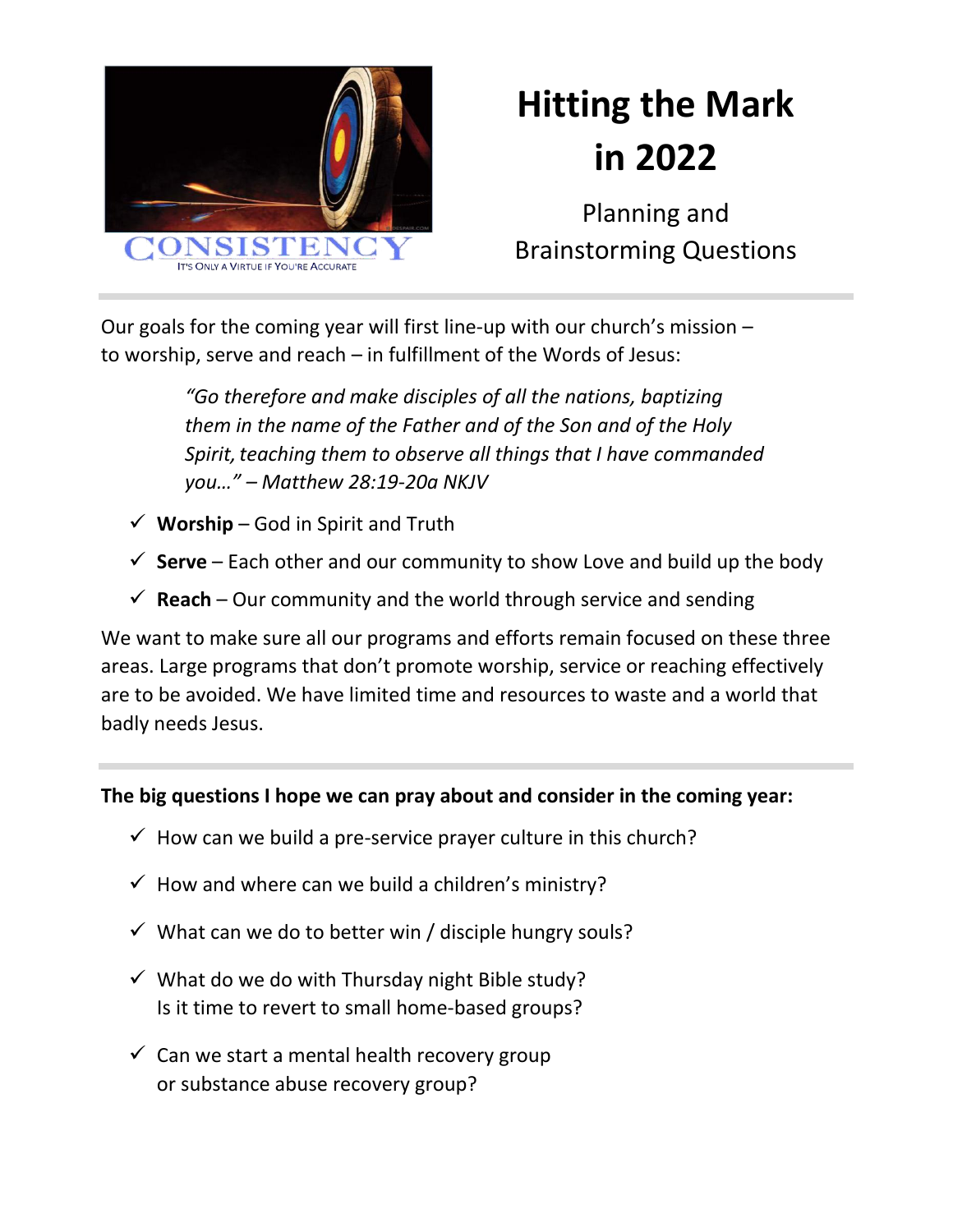# Hitting the Mark in 2022

Planning and Brainstorming Questions

CONSISTENCY

IT'S ONLY A VIRTUE IF YOU'RE ACCURATE

---

Our goals for the coming year will first line-up with our church's mission – to worship, serve and reach – in fulfillment of the Words of Jesus:

> *"Go therefore and make disciples of all the nations, baptizing them in the name of the Father and of the Son and of the Holy Spirit, teaching them to observe all things that I have commanded you…" – Matthew 28:19-20a NKJV*

- ✓ **Worship** – God in Spirit and Truth
- ✓ **Serve** – Each other and our community to show Love and build up the body
- ✓ **Reach** – Our community and the world through service and sending

We want to make sure all our programs and efforts remain focused on these three areas. Large programs that don't promote worship, service or reaching effectively are to be avoided. We have limited time and resources to waste and a world that badly needs Jesus.

---

**The big questions I hope we can pray about and consider in the coming year:**

- ✓ How can we build a pre-service prayer culture in this church?
- ✓ How and where can we build a children's ministry?
- ✓ What can we do to better win / disciple hungry souls?
- ✓ What do we do with Thursday night Bible study?
  Is it time to revert to small home-based groups?
- ✓ Can we start a mental health recovery group
  or substance abuse recovery group?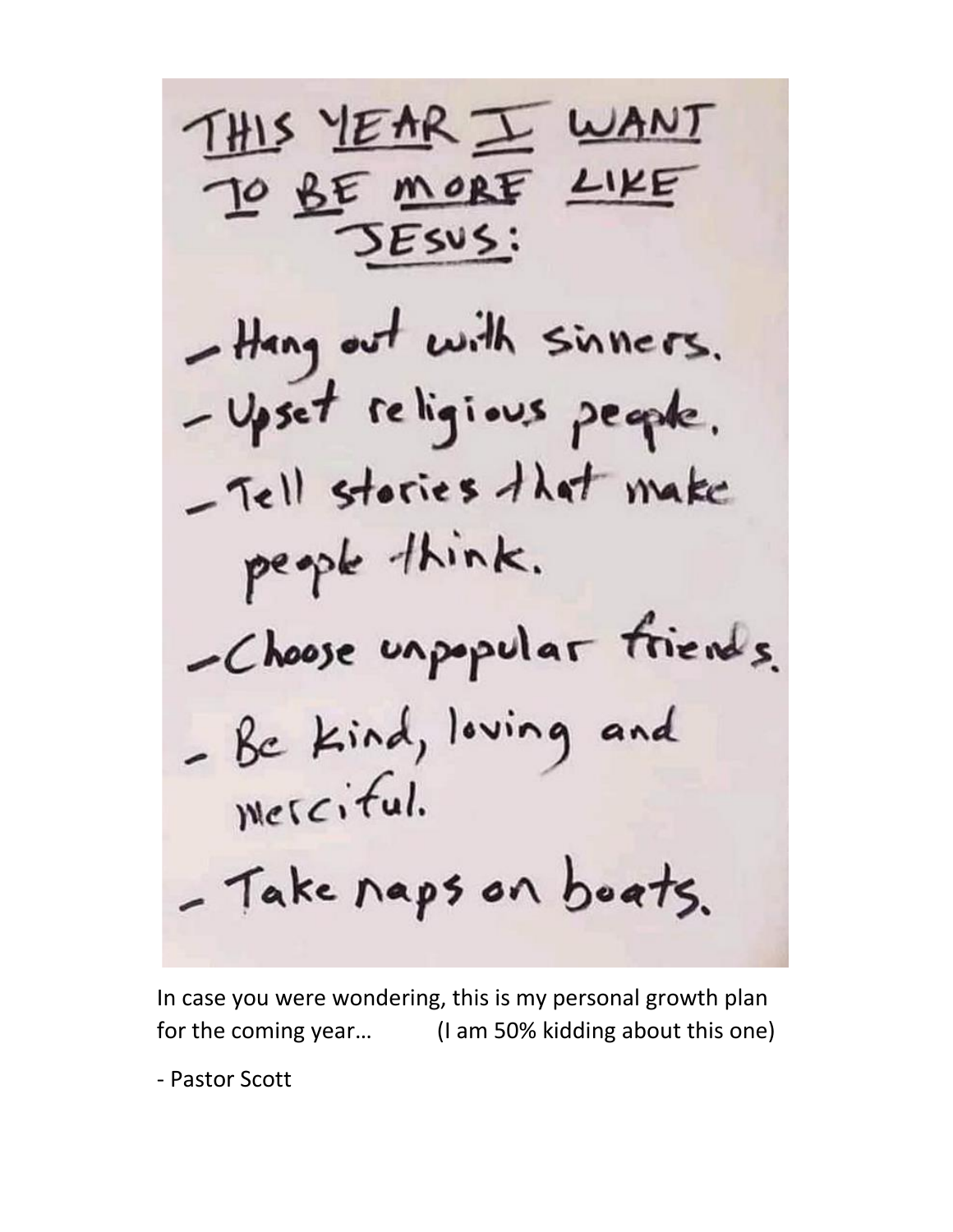# THIS YEAR I WANT TO BE MORE LIKE JESUS:

- Hang out with sinners.
- Upset religious people.
- Tell stories that make people think.
- Choose unpopular friends.
- Be kind, loving and merciful.
- Take naps on boats.

In case you were wondering, this is my personal growth plan for the coming year… (I am 50% kidding about this one)

- Pastor Scott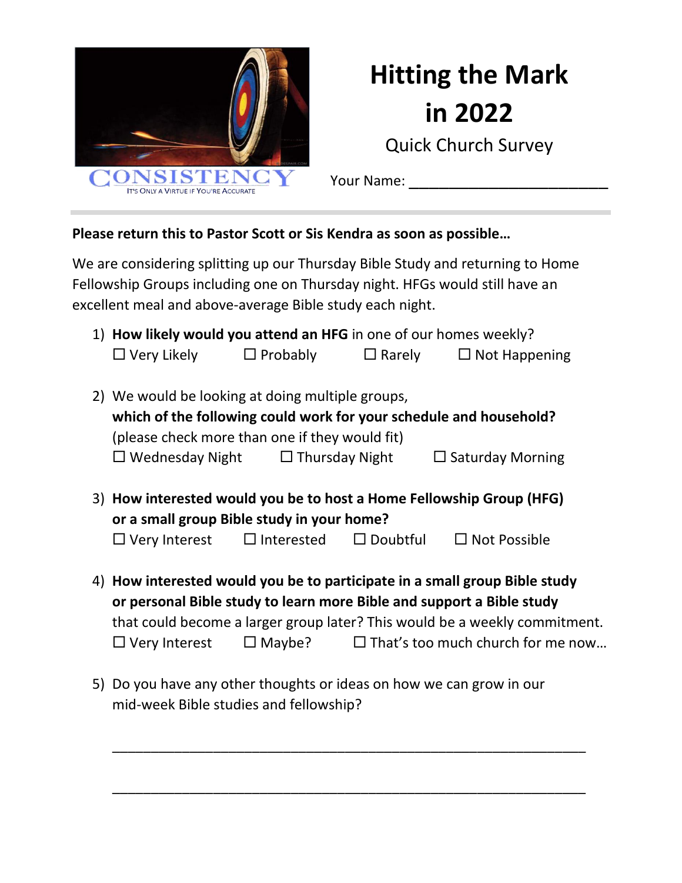CONSISTENCY

IT'S ONLY A VIRTUE IF YOU'RE ACCURATE

# Hitting the Mark in 2022

Quick Church Survey

Your Name: ______________________

**Please return this to Pastor Scott or Sis Kendra as soon as possible…**

We are considering splitting up our Thursday Bible Study and returning to Home Fellowship Groups including one on Thursday night. HFGs would still have an excellent meal and above-average Bible study each night.

1) **How likely would you attend an HFG** in one of our homes weekly?
   ☐ Very Likely ☐ Probably ☐ Rarely ☐ Not Happening

2) We would be looking at doing multiple groups,
   **which of the following could work for your schedule and household?**
   (please check more than one if they would fit)
   ☐ Wednesday Night ☐ Thursday Night ☐ Saturday Morning

3) **How interested would you be to host a Home Fellowship Group (HFG) or a small group Bible study in your home?**
   ☐ Very Interest ☐ Interested ☐ Doubtful ☐ Not Possible

4) **How interested would you be to participate in a small group Bible study or personal Bible study to learn more Bible and support a Bible study** that could become a larger group later? This would be a weekly commitment.
   ☐ Very Interest ☐ Maybe? ☐ That's too much church for me now…

5) Do you have any other thoughts or ideas on how we can grow in our mid-week Bible studies and fellowship?

   ______________________________________________________________

   ______________________________________________________________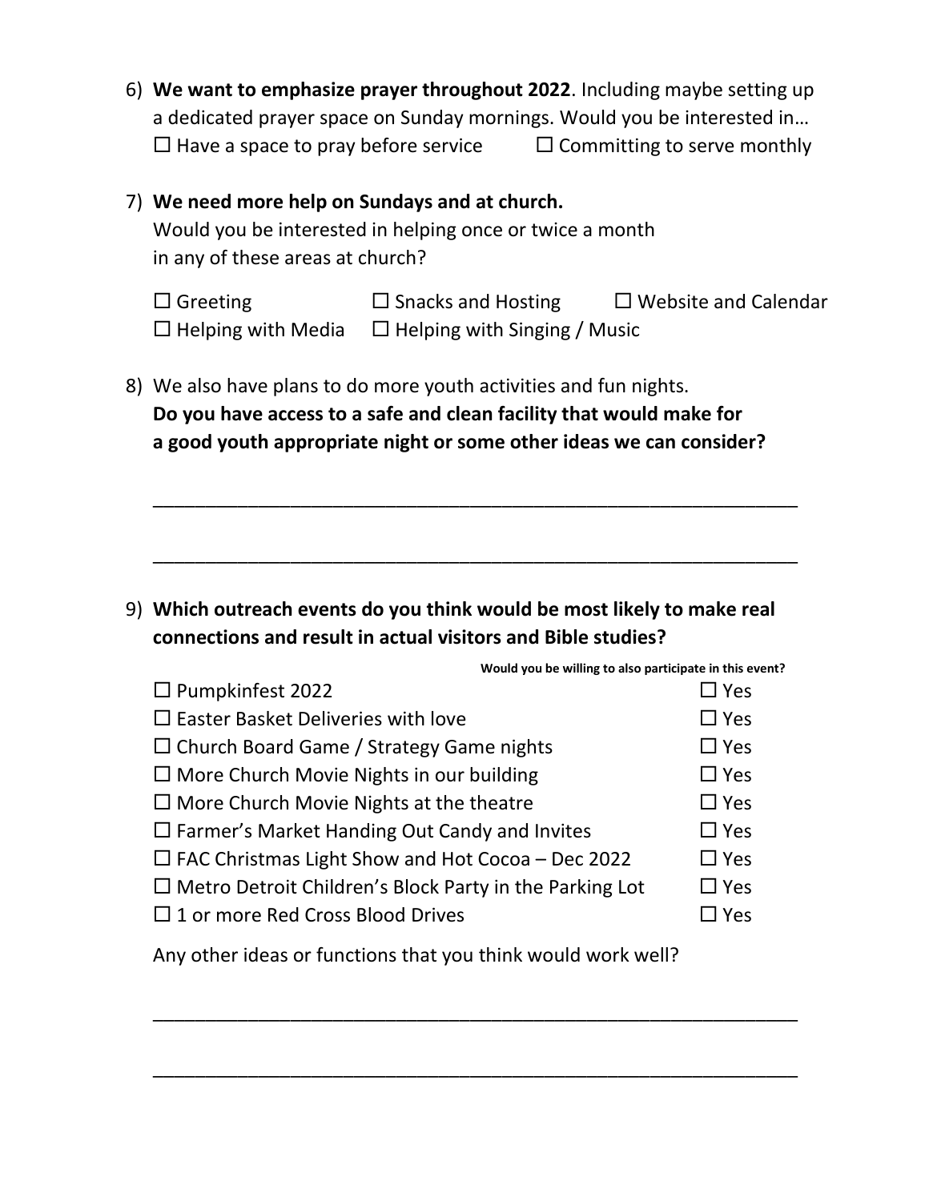6) **We want to emphasize prayer throughout 2022**. Including maybe setting up a dedicated prayer space on Sunday mornings. Would you be interested in…
   ☐ Have a space to pray before service ☐ Committing to serve monthly

7) **We need more help on Sundays and at church.**
   Would you be interested in helping once or twice a month in any of these areas at church?

   ☐ Greeting ☐ Snacks and Hosting ☐ Website and Calendar
   ☐ Helping with Media ☐ Helping with Singing / Music

8) We also have plans to do more youth activities and fun nights. **Do you have access to a safe and clean facility that would make for a good youth appropriate night or some other ideas we can consider?**

   ______________________________________________________________

   ______________________________________________________________

9) **Which outreach events do you think would be most likely to make real connections and result in actual visitors and Bible studies?**

| | **Would you be willing to also participate in this event?** |
|---|---|
| ☐ Pumpkinfest 2022 | ☐ Yes |
| ☐ Easter Basket Deliveries with love | ☐ Yes |
| ☐ Church Board Game / Strategy Game nights | ☐ Yes |
| ☐ More Church Movie Nights in our building | ☐ Yes |
| ☐ More Church Movie Nights at the theatre | ☐ Yes |
| ☐ Farmer's Market Handing Out Candy and Invites | ☐ Yes |
| ☐ FAC Christmas Light Show and Hot Cocoa – Dec 2022 | ☐ Yes |
| ☐ Metro Detroit Children's Block Party in the Parking Lot | ☐ Yes |
| ☐ 1 or more Red Cross Blood Drives | ☐ Yes |

   Any other ideas or functions that you think would work well?

   ______________________________________________________________

   ______________________________________________________________